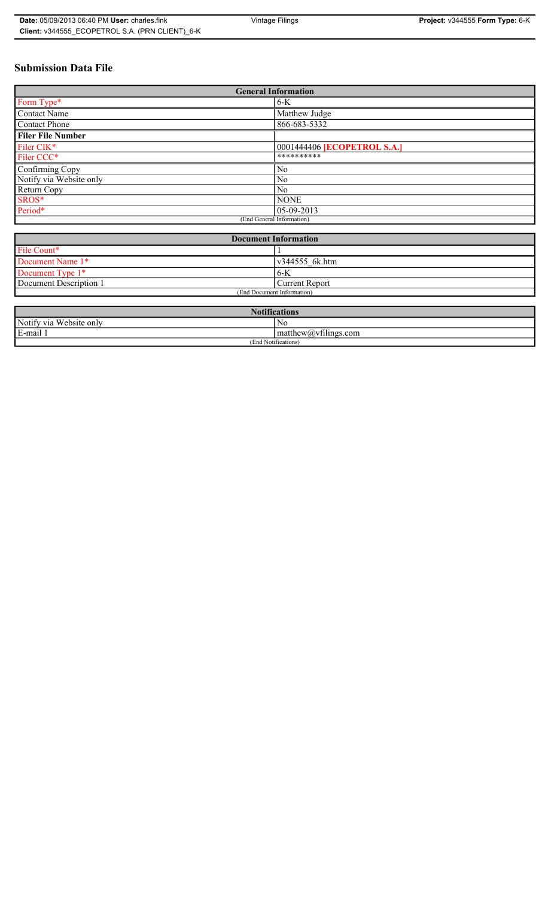# Submission Data File

| General Information | |
|---|---|
| Form Type* | 6-K |
| Contact Name | Matthew Judge |
| Contact Phone | 866-683-5332 |
| **Filer File Number** | |
| Filer CIK* | 0001444406 **[ECOPETROL S.A.]** |
| Filer CCC* | ********** |
| Confirming Copy | No |
| Notify via Website only | No |
| Return Copy | No |
| SROS* | NONE |
| Period* | 05-09-2013 |
| (End General Information) | |

| Document Information | |
|---|---|
| File Count* | 1 |
| Document Name 1* | v344555_6k.htm |
| Document Type 1* | 6-K |
| Document Description 1 | Current Report |
| (End Document Information) | |

| Notifications | |
|---|---|
| Notify via Website only | No |
| E-mail 1 | matthew@vfilings.com |
| (End Notifications) | |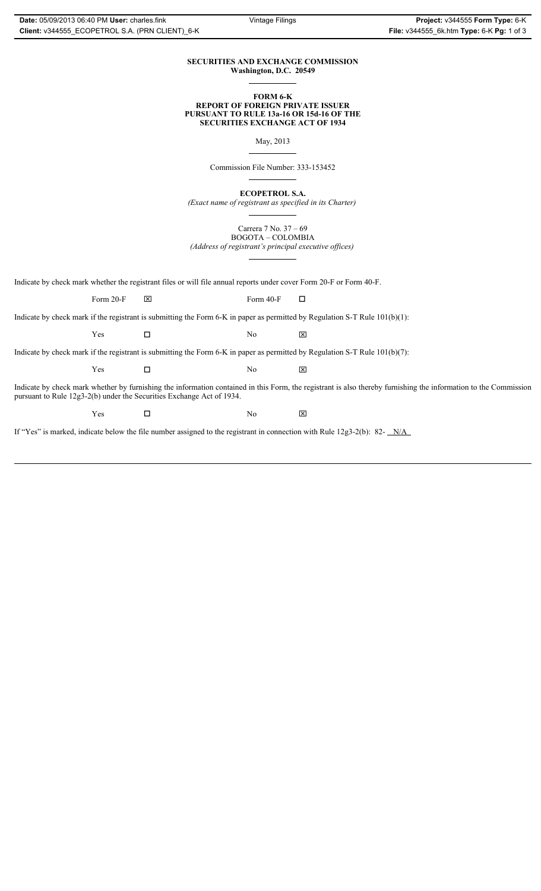**SECURITIES AND EXCHANGE COMMISSION**
**Washington, D.C. 20549**

**FORM 6-K**
**REPORT OF FOREIGN PRIVATE ISSUER**
**PURSUANT TO RULE 13a-16 OR 15d-16 OF THE**
**SECURITIES EXCHANGE ACT OF 1934**

May, 2013

Commission File Number: 333-153452

**ECOPETROL S.A.**
*(Exact name of registrant as specified in its Charter)*

Carrera 7 No. 37 – 69
BOGOTA – COLOMBIA
*(Address of registrant's principal executive offices)*

Indicate by check mark whether the registrant files or will file annual reports under cover Form 20-F or Form 40-F.

Form 20-F ☒ Form 40-F ☐

Indicate by check mark if the registrant is submitting the Form 6-K in paper as permitted by Regulation S-T Rule 101(b)(1):

Yes ☐ No ☒

Indicate by check mark if the registrant is submitting the Form 6-K in paper as permitted by Regulation S-T Rule 101(b)(7):

Yes ☐ No ☒

Indicate by check mark whether by furnishing the information contained in this Form, the registrant is also thereby furnishing the information to the Commission pursuant to Rule 12g3-2(b) under the Securities Exchange Act of 1934.

Yes ☐ No ☒

If "Yes" is marked, indicate below the file number assigned to the registrant in connection with Rule 12g3-2(b): 82- N/A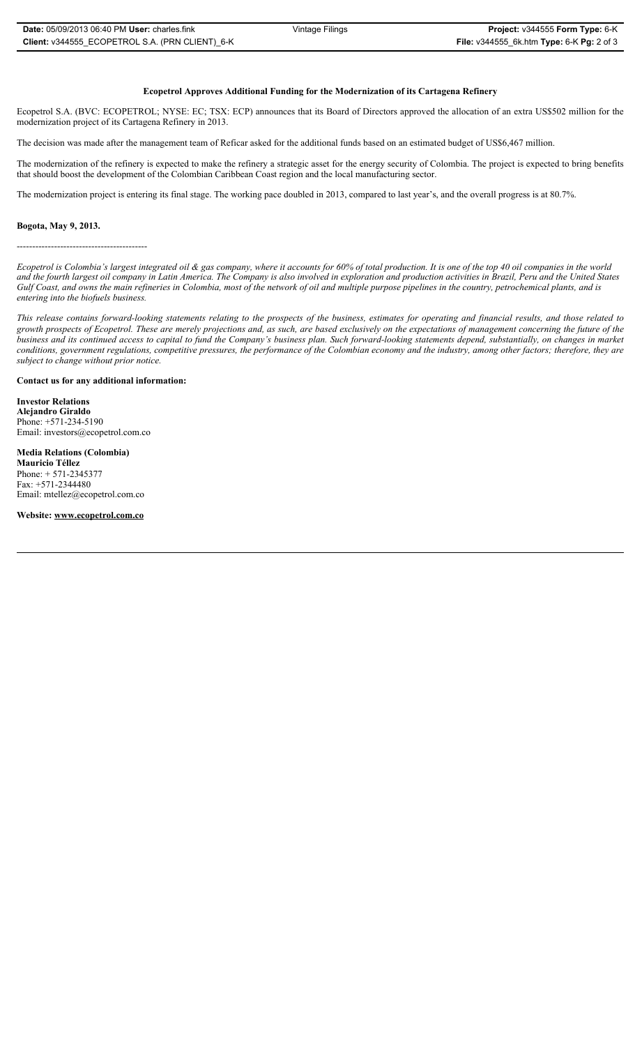**Ecopetrol Approves Additional Funding for the Modernization of its Cartagena Refinery**

Ecopetrol S.A. (BVC: ECOPETROL; NYSE: EC; TSX: ECP) announces that its Board of Directors approved the allocation of an extra US$502 million for the modernization project of its Cartagena Refinery in 2013.

The decision was made after the management team of Reficar asked for the additional funds based on an estimated budget of US$6,467 million.

The modernization of the refinery is expected to make the refinery a strategic asset for the energy security of Colombia. The project is expected to bring benefits that should boost the development of the Colombian Caribbean Coast region and the local manufacturing sector.

The modernization project is entering its final stage. The working pace doubled in 2013, compared to last year's, and the overall progress is at 80.7%.

**Bogota, May 9, 2013.**

-----------------------------------------

*Ecopetrol is Colombia's largest integrated oil & gas company, where it accounts for 60% of total production. It is one of the top 40 oil companies in the world and the fourth largest oil company in Latin America. The Company is also involved in exploration and production activities in Brazil, Peru and the United States Gulf Coast, and owns the main refineries in Colombia, most of the network of oil and multiple purpose pipelines in the country, petrochemical plants, and is entering into the biofuels business.*

*This release contains forward-looking statements relating to the prospects of the business, estimates for operating and financial results, and those related to growth prospects of Ecopetrol. These are merely projections and, as such, are based exclusively on the expectations of management concerning the future of the business and its continued access to capital to fund the Company's business plan. Such forward-looking statements depend, substantially, on changes in market conditions, government regulations, competitive pressures, the performance of the Colombian economy and the industry, among other factors; therefore, they are subject to change without prior notice.*

**Contact us for any additional information:**

**Investor Relations**
**Alejandro Giraldo**
Phone: +571-234-5190
Email: investors@ecopetrol.com.co

**Media Relations (Colombia)**
**Mauricio Téllez**
Phone: + 571-2345377
Fax: +571-2344480
Email: mtellez@ecopetrol.com.co

**Website: www.ecopetrol.com.co**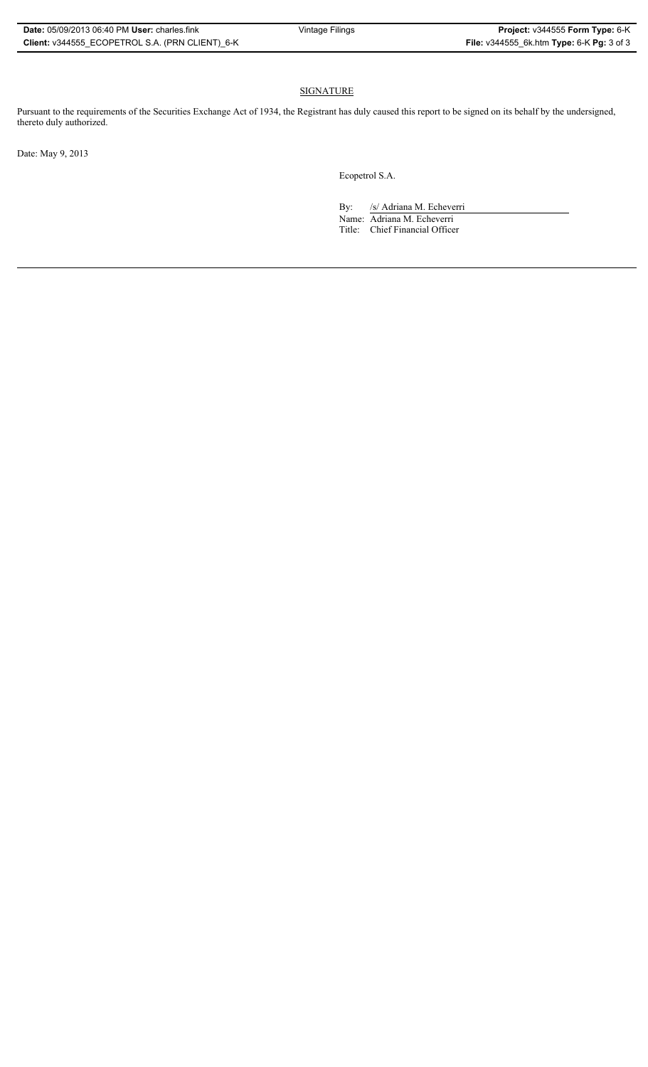## SIGNATURE

Pursuant to the requirements of the Securities Exchange Act of 1934, the Registrant has duly caused this report to be signed on its behalf by the undersigned, thereto duly authorized.

Date: May 9, 2013

Ecopetrol S.A.

By: /s/ Adriana M. Echeverri

Name: Adriana M. Echeverri

Title: Chief Financial Officer